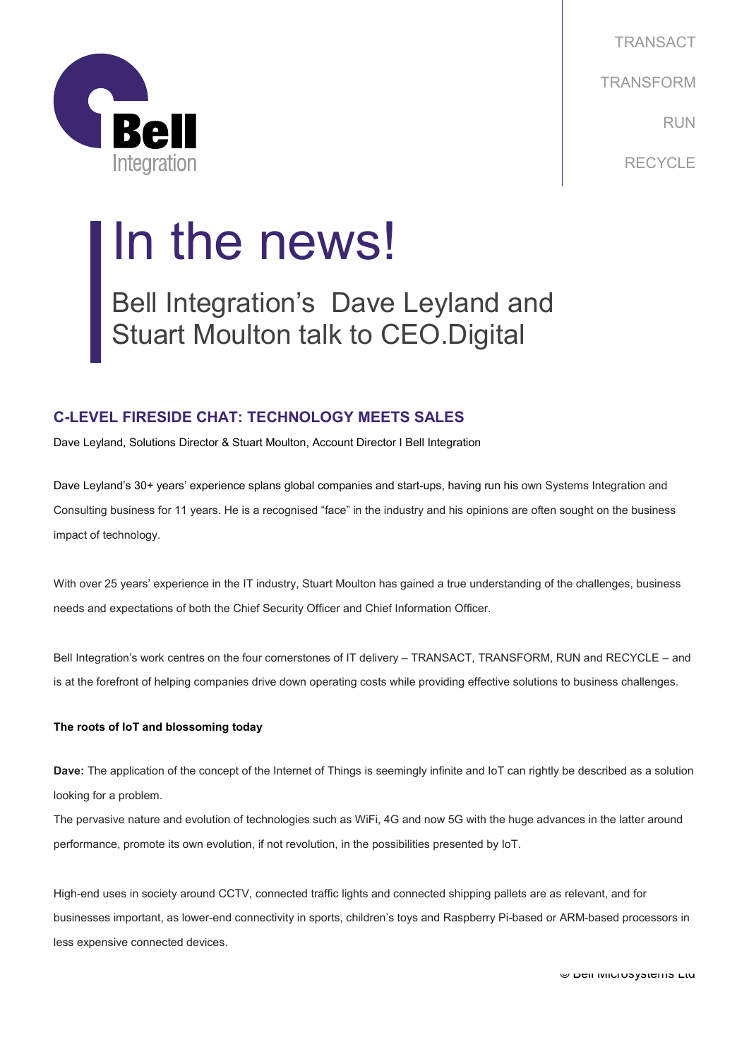TRANSACT

TRANSFORM

RUN

RECYCLE

# In the news!

## Bell Integration's Dave Leyland and Stuart Moulton talk to CEO.Digital

### C-LEVEL FIRESIDE CHAT: TECHNOLOGY MEETS SALES

Dave Leyland, Solutions Director & Stuart Moulton, Account Director I Bell Integration

Dave Leyland's 30+ years' experience splans global companies and start-ups, having run his own Systems Integration and Consulting business for 11 years. He is a recognised "face" in the industry and his opinions are often sought on the business impact of technology.

With over 25 years' experience in the IT industry, Stuart Moulton has gained a true understanding of the challenges, business needs and expectations of both the Chief Security Officer and Chief Information Officer.

Bell Integration's work centres on the four cornerstones of IT delivery – TRANSACT, TRANSFORM, RUN and RECYCLE – and is at the forefront of helping companies drive down operating costs while providing effective solutions to business challenges.

**The roots of IoT and blossoming today**

**Dave:** The application of the concept of the Internet of Things is seemingly infinite and IoT can rightly be described as a solution looking for a problem.

The pervasive nature and evolution of technologies such as WiFi, 4G and now 5G with the huge advances in the latter around performance, promote its own evolution, if not revolution, in the possibilities presented by IoT.

High-end uses in society around CCTV, connected traffic lights and connected shipping pallets are as relevant, and for businesses important, as lower-end connectivity in sports, children's toys and Raspberry Pi-based or ARM-based processors in less expensive connected devices.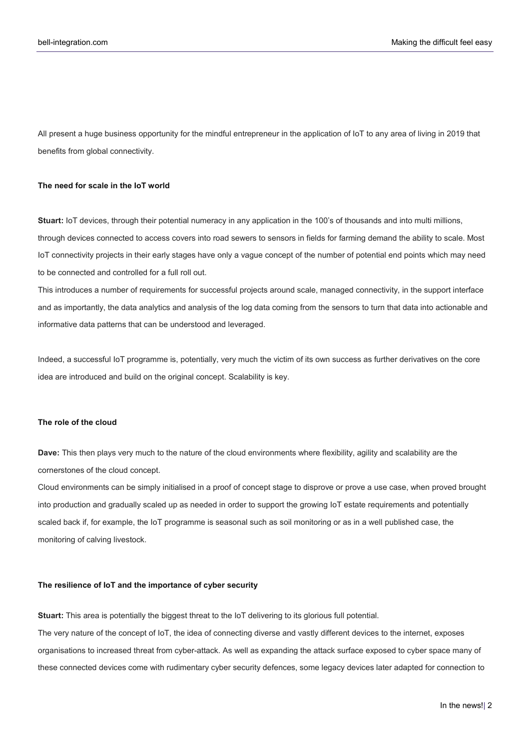All present a huge business opportunity for the mindful entrepreneur in the application of IoT to any area of living in 2019 that benefits from global connectivity.

### The need for scale in the IoT world

**Stuart:** IoT devices, through their potential numeracy in any application in the 100's of thousands and into multi millions, through devices connected to access covers into road sewers to sensors in fields for farming demand the ability to scale. Most IoT connectivity projects in their early stages have only a vague concept of the number of potential end points which may need to be connected and controlled for a full roll out.

This introduces a number of requirements for successful projects around scale, managed connectivity, in the support interface and as importantly, the data analytics and analysis of the log data coming from the sensors to turn that data into actionable and informative data patterns that can be understood and leveraged.

Indeed, a successful IoT programme is, potentially, very much the victim of its own success as further derivatives on the core idea are introduced and build on the original concept. Scalability is key.

### The role of the cloud

**Dave:** This then plays very much to the nature of the cloud environments where flexibility, agility and scalability are the cornerstones of the cloud concept.

Cloud environments can be simply initialised in a proof of concept stage to disprove or prove a use case, when proved brought into production and gradually scaled up as needed in order to support the growing IoT estate requirements and potentially scaled back if, for example, the IoT programme is seasonal such as soil monitoring or as in a well published case, the monitoring of calving livestock.

### The resilience of IoT and the importance of cyber security

**Stuart:** This area is potentially the biggest threat to the IoT delivering to its glorious full potential.

The very nature of the concept of IoT, the idea of connecting diverse and vastly different devices to the internet, exposes organisations to increased threat from cyber-attack. As well as expanding the attack surface exposed to cyber space many of these connected devices come with rudimentary cyber security defences, some legacy devices later adapted for connection to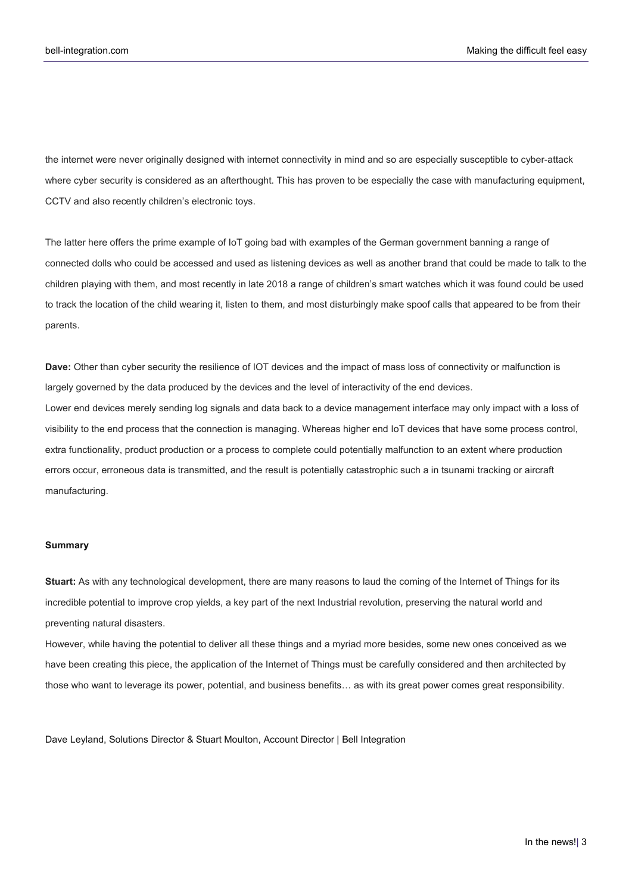the internet were never originally designed with internet connectivity in mind and so are especially susceptible to cyber-attack where cyber security is considered as an afterthought. This has proven to be especially the case with manufacturing equipment, CCTV and also recently children's electronic toys.

The latter here offers the prime example of IoT going bad with examples of the German government banning a range of connected dolls who could be accessed and used as listening devices as well as another brand that could be made to talk to the children playing with them, and most recently in late 2018 a range of children's smart watches which it was found could be used to track the location of the child wearing it, listen to them, and most disturbingly make spoof calls that appeared to be from their parents.

**Dave:** Other than cyber security the resilience of IOT devices and the impact of mass loss of connectivity or malfunction is largely governed by the data produced by the devices and the level of interactivity of the end devices.
Lower end devices merely sending log signals and data back to a device management interface may only impact with a loss of visibility to the end process that the connection is managing. Whereas higher end IoT devices that have some process control, extra functionality, product production or a process to complete could potentially malfunction to an extent where production errors occur, erroneous data is transmitted, and the result is potentially catastrophic such a in tsunami tracking or aircraft manufacturing.

**Summary**

**Stuart:** As with any technological development, there are many reasons to laud the coming of the Internet of Things for its incredible potential to improve crop yields, a key part of the next Industrial revolution, preserving the natural world and preventing natural disasters.
However, while having the potential to deliver all these things and a myriad more besides, some new ones conceived as we have been creating this piece, the application of the Internet of Things must be carefully considered and then architected by those who want to leverage its power, potential, and business benefits… as with its great power comes great responsibility.

Dave Leyland, Solutions Director & Stuart Moulton, Account Director | Bell Integration